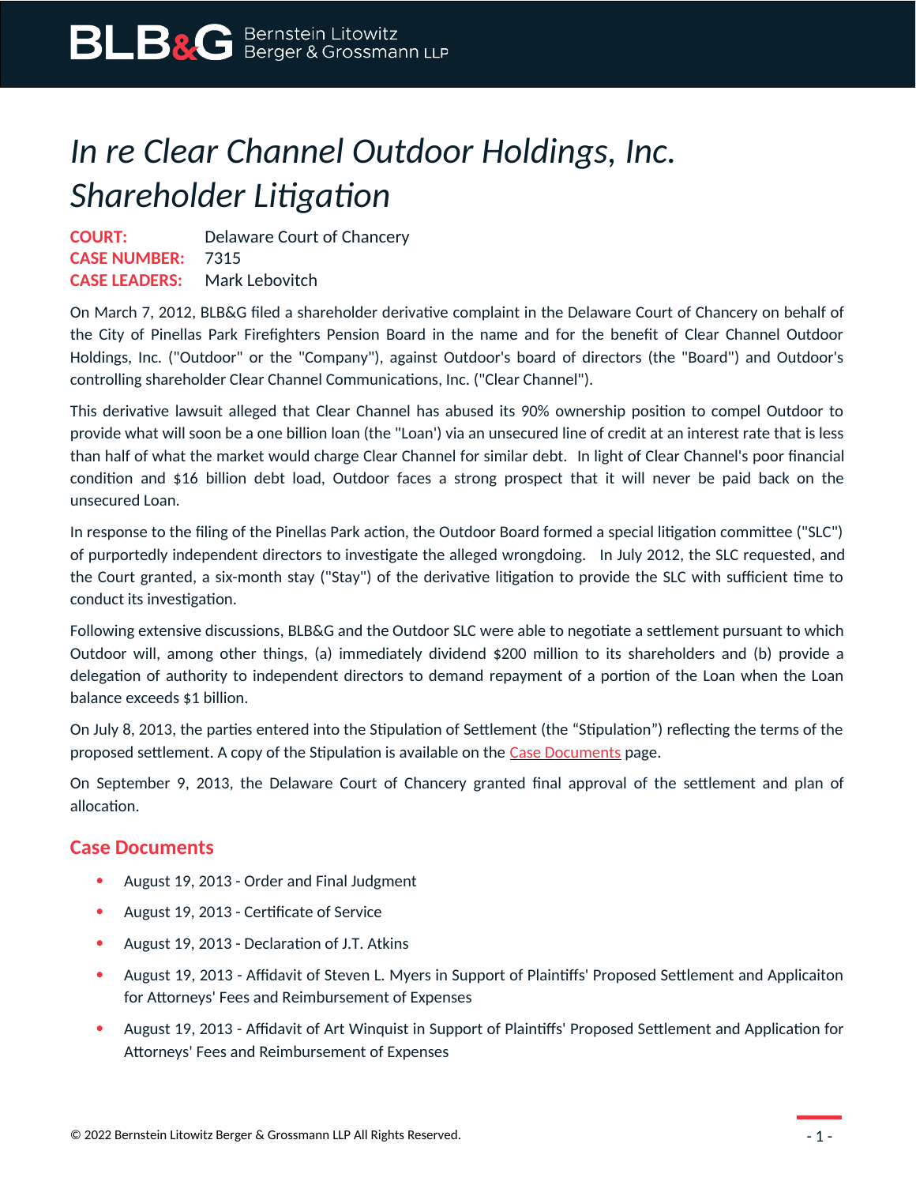# *In re Clear Channel Outdoor Holdings, Inc. Shareholder Litigation*

**COURT:** Delaware Court of Chancery
**CASE NUMBER:** 7315
**CASE LEADERS:** Mark Lebovitch

On March 7, 2012, BLB&G filed a shareholder derivative complaint in the Delaware Court of Chancery on behalf of the City of Pinellas Park Firefighters Pension Board in the name and for the benefit of Clear Channel Outdoor Holdings, Inc. ("Outdoor" or the "Company"), against Outdoor's board of directors (the "Board") and Outdoor's controlling shareholder Clear Channel Communications, Inc. ("Clear Channel").

This derivative lawsuit alleged that Clear Channel has abused its 90% ownership position to compel Outdoor to provide what will soon be a one billion loan (the "Loan') via an unsecured line of credit at an interest rate that is less than half of what the market would charge Clear Channel for similar debt. In light of Clear Channel's poor financial condition and $16 billion debt load, Outdoor faces a strong prospect that it will never be paid back on the unsecured Loan.

In response to the filing of the Pinellas Park action, the Outdoor Board formed a special litigation committee ("SLC") of purportedly independent directors to investigate the alleged wrongdoing. In July 2012, the SLC requested, and the Court granted, a six-month stay ("Stay") of the derivative litigation to provide the SLC with sufficient time to conduct its investigation.

Following extensive discussions, BLB&G and the Outdoor SLC were able to negotiate a settlement pursuant to which Outdoor will, among other things, (a) immediately dividend $200 million to its shareholders and (b) provide a delegation of authority to independent directors to demand repayment of a portion of the Loan when the Loan balance exceeds $1 billion.

On July 8, 2013, the parties entered into the Stipulation of Settlement (the "Stipulation") reflecting the terms of the proposed settlement. A copy of the Stipulation is available on the Case Documents page.

On September 9, 2013, the Delaware Court of Chancery granted final approval of the settlement and plan of allocation.

## Case Documents

- August 19, 2013 - Order and Final Judgment
- August 19, 2013 - Certificate of Service
- August 19, 2013 - Declaration of J.T. Atkins
- August 19, 2013 - Affidavit of Steven L. Myers in Support of Plaintiffs' Proposed Settlement and Applicaiton for Attorneys' Fees and Reimbursement of Expenses
- August 19, 2013 - Affidavit of Art Winquist in Support of Plaintiffs' Proposed Settlement and Application for Attorneys' Fees and Reimbursement of Expenses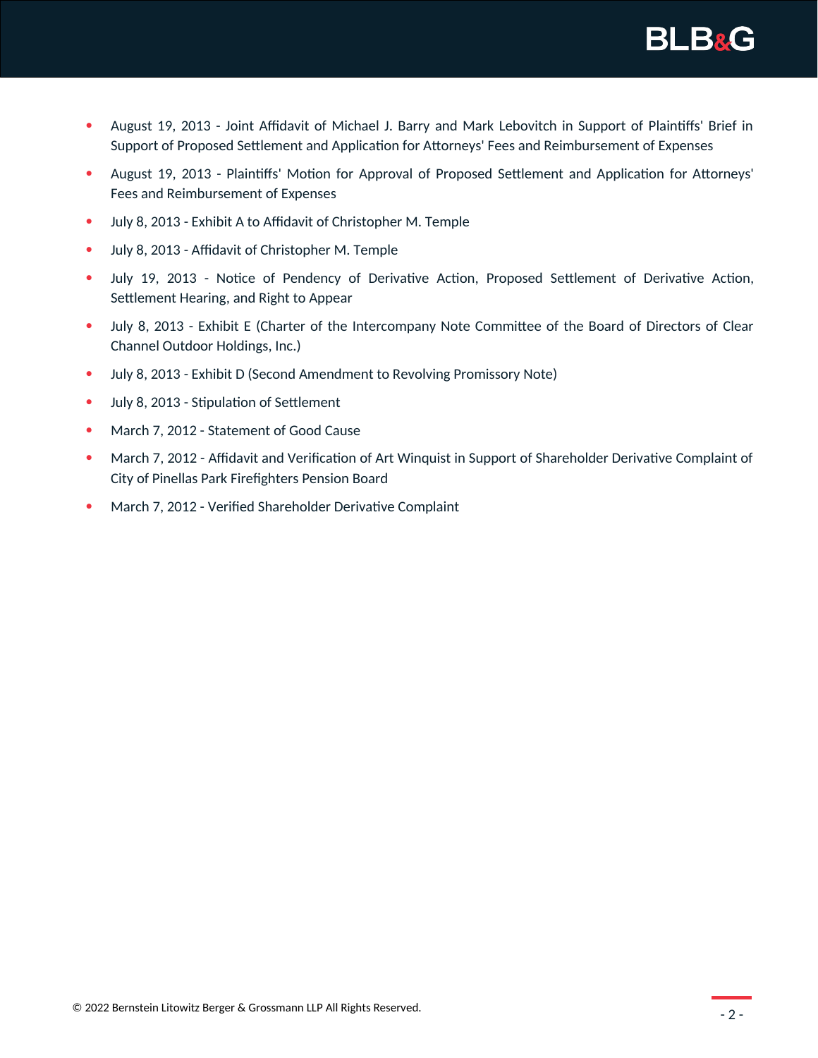- August 19, 2013 - Joint Affidavit of Michael J. Barry and Mark Lebovitch in Support of Plaintiffs' Brief in Support of Proposed Settlement and Application for Attorneys' Fees and Reimbursement of Expenses
- August 19, 2013 - Plaintiffs' Motion for Approval of Proposed Settlement and Application for Attorneys' Fees and Reimbursement of Expenses
- July 8, 2013 - Exhibit A to Affidavit of Christopher M. Temple
- July 8, 2013 - Affidavit of Christopher M. Temple
- July 19, 2013 - Notice of Pendency of Derivative Action, Proposed Settlement of Derivative Action, Settlement Hearing, and Right to Appear
- July 8, 2013 - Exhibit E (Charter of the Intercompany Note Committee of the Board of Directors of Clear Channel Outdoor Holdings, Inc.)
- July 8, 2013 - Exhibit D (Second Amendment to Revolving Promissory Note)
- July 8, 2013 - Stipulation of Settlement
- March 7, 2012 - Statement of Good Cause
- March 7, 2012 - Affidavit and Verification of Art Winquist in Support of Shareholder Derivative Complaint of City of Pinellas Park Firefighters Pension Board
- March 7, 2012 - Verified Shareholder Derivative Complaint

© 2022 Bernstein Litowitz Berger & Grossmann LLP All Rights Reserved.